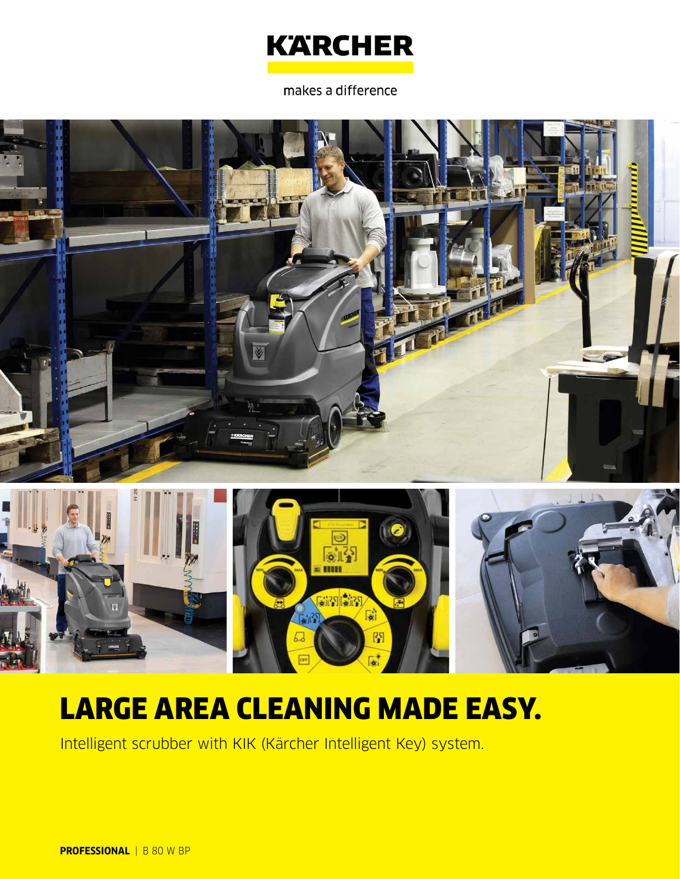KÄRCHER

makes a difference

# LARGE AREA CLEANING MADE EASY.

Intelligent scrubber with KIK (Kärcher Intelligent Key) system.

**PROFESSIONAL** | B 80 W BP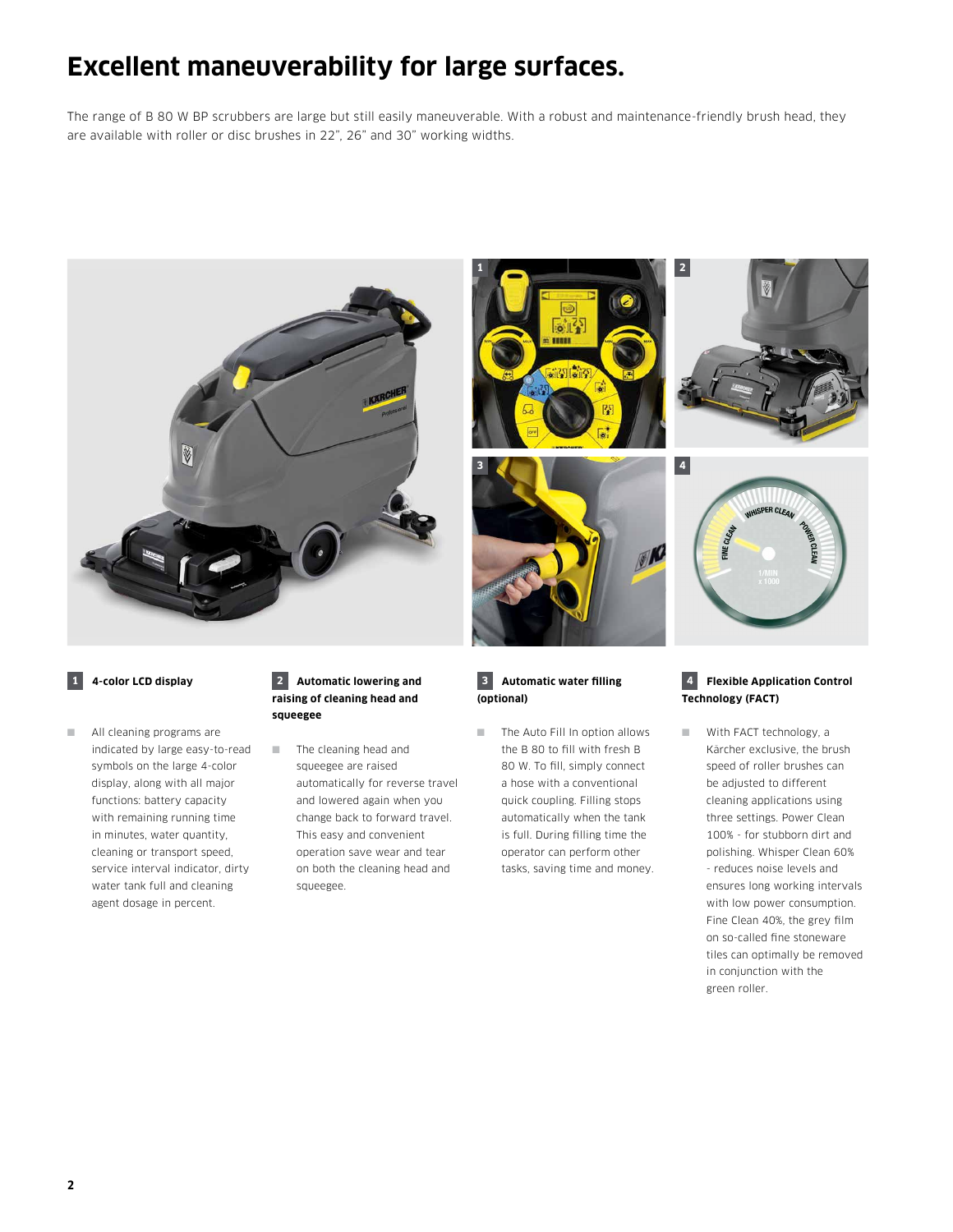# Excellent maneuverability for large surfaces.

The range of B 80 W BP scrubbers are large but still easily maneuverable. With a robust and maintenance-friendly brush head, they are available with roller or disc brushes in 22", 26" and 30" working widths.

### 1 4-color LCD display

- All cleaning programs are indicated by large easy-to-read symbols on the large 4-color display, along with all major functions: battery capacity with remaining running time in minutes, water quantity, cleaning or transport speed, service interval indicator, dirty water tank full and cleaning agent dosage in percent.

### 2 Automatic lowering and raising of cleaning head and squeegee

- The cleaning head and squeegee are raised automatically for reverse travel and lowered again when you change back to forward travel. This easy and convenient operation save wear and tear on both the cleaning head and squeegee.

### 3 Automatic water filling (optional)

- The Auto Fill In option allows the B 80 to fill with fresh B 80 W. To fill, simply connect a hose with a conventional quick coupling. Filling stops automatically when the tank is full. During filling time the operator can perform other tasks, saving time and money.

### 4 Flexible Application Control Technology (FACT)

- With FACT technology, a Kärcher exclusive, the brush speed of roller brushes can be adjusted to different cleaning applications using three settings. Power Clean 100% - for stubborn dirt and polishing. Whisper Clean 60% - reduces noise levels and ensures long working intervals with low power consumption. Fine Clean 40%, the grey film on so-called fine stoneware tiles can optimally be removed in conjunction with the green roller.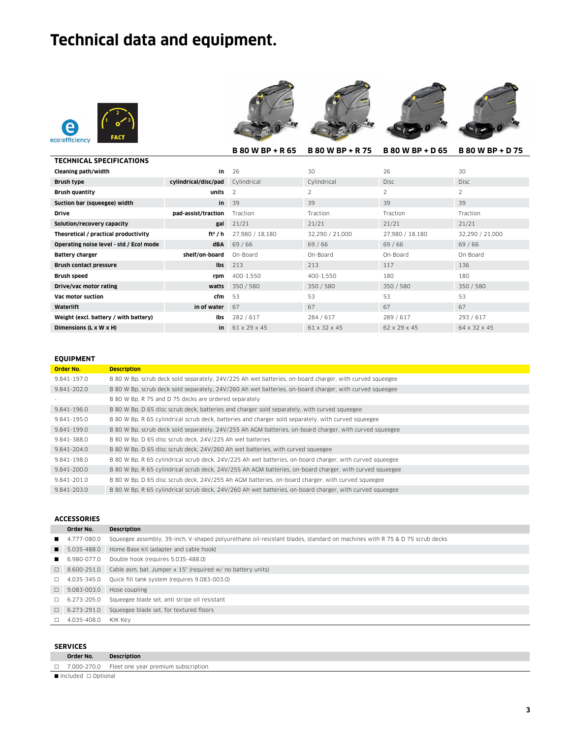# Technical data and equipment.

ecoǃefficiency FACT

| TECHNICAL SPECIFICATIONS | | B 80 W BP + R 65 | B 80 W BP + R 75 | B 80 W BP + D 65 | B 80 W BP + D 75 |
|---|---|---|---|---|---|
| Cleaning path/width | in | 26 | 30 | 26 | 30 |
| Brush type | cylindrical/disc/pad | Cylindrical | Cylindrical | Disc | Disc |
| Brush quantity | units | 2 | 2 | 2 | 2 |
| Suction bar (squeegee) width | in | 39 | 39 | 39 | 39 |
| Drive | pad-assist/traction | Traction | Traction | Traction | Traction |
| Solution/recovery capacity | gal | 21/21 | 21/21 | 21/21 | 21/21 |
| Theoretical / practical productivity | ft² / h | 27,980 / 18,180 | 32,290 / 21,000 | 27,980 / 18,180 | 32,290 / 21,000 |
| Operating noise level - std / Eco! mode | dBA | 69 / 66 | 69 / 66 | 69 / 66 | 69 / 66 |
| Battery charger | shelf/on-board | On-Board | On-Board | On-Board | On-Board |
| Brush contact pressure | lbs | 213 | 213 | 117 | 136 |
| Brush speed | rpm | 400-1,550 | 400-1,550 | 180 | 180 |
| Drive/vac motor rating | watts | 350 / 580 | 350 / 580 | 350 / 580 | 350 / 580 |
| Vac motor suction | cfm | 53 | 53 | 53 | 53 |
| Waterlift | in of water | 67 | 67 | 67 | 67 |
| Weight (excl. battery / with battery) | lbs | 282 / 617 | 284 / 617 | 289 / 617 | 293 / 617 |
| Dimensions (L x W x H) | in | 61 x 29 x 45 | 61 x 32 x 45 | 62 x 29 x 45 | 64 x 32 x 45 |

## EQUIPMENT

| Order No. | Description |
|---|---|
| 9.841-197.0 | B 80 W Bp, scrub deck sold separately, 24V/225 Ah wet batteries, on-board charger, with curved squeegee |
| 9.841-202.0 | B 80 W Bp, scrub deck sold separately, 24V/260 Ah wet batteries, on-board charger, with curved squeegee |
| - | B 80 W Bp, R 75 and D 75 decks are ordered separately |
| 9.841-196.0 | B 80 W Bp, D 65 disc scrub deck, batteries and charger sold separately, with curved squeegee |
| 9.841-195.0 | B 80 W Bp, R 65 cylindrical scrub deck, batteries and charger sold separately, with curved squeegee |
| 9.841-199.0 | B 80 W Bp, scrub deck sold separately, 24V/255 Ah AGM batteries, on-board charger, with curved squeegee |
| 9.841-388.0 | B 80 W Bp, D 65 disc scrub deck, 24V/225 Ah wet batteries |
| 9.841-204.0 | B 80 W Bp, D 65 disc scrub deck, 24V/260 Ah wet batteries, with curved squeegee |
| 9.841-198.0 | B 80 W Bp, R 65 cylindrical scrub deck, 24V/225 Ah wet batteries, on-board charger, with curved squeegee |
| 9.841-200.0 | B 80 W Bp, R 65 cylindrical scrub deck, 24V/255 Ah AGM batteries, on-board charger, with curved squeegee |
| 9.841-201.0 | B 80 W Bp, D 65 disc scrub deck, 24V/255 Ah AGM batteries, on-board charger, with curved squeegee |
| 9.841-203.0 | B 80 W Bp, R 65 cylindrical scrub deck, 24V/260 Ah wet batteries, on-board charger, with curved squeegee |

## ACCESSORIES

| | Order No. | Description |
|---|---|---|
| ■ | 4.777-080.0 | Squeegee assembly, 39-inch, V-shaped polyurethane oil-resistant blades, standard on machines with R 75 & D 75 scrub decks |
| ■ | 5.035-488.0 | Home Base kit (adapter and cable hook) |
| ■ | 6.980-077.0 | Double hook (requires 5.035-488.0) |
| □ | 8.600-251.0 | Cable asm, bat. Jumper x 15" (required w/ no battery units) |
| □ | 4.035-345.0 | Quick fill tank system (requires 9.083-003.0) |
| □ | 9.083-003.0 | Hose coupling |
| □ | 6.273-205.0 | Squeegee blade set, anti stripe oil resistant |
| □ | 6.273-291.0 | Squeegee blade set, for textured floors |
| □ | 4.035-408.0 | KIK Key |

## SERVICES

| | Order No. | Description |
|---|---|---|
| □ | 7.000-270.0 | Fleet one year premium subscription |

■ Included □ Optional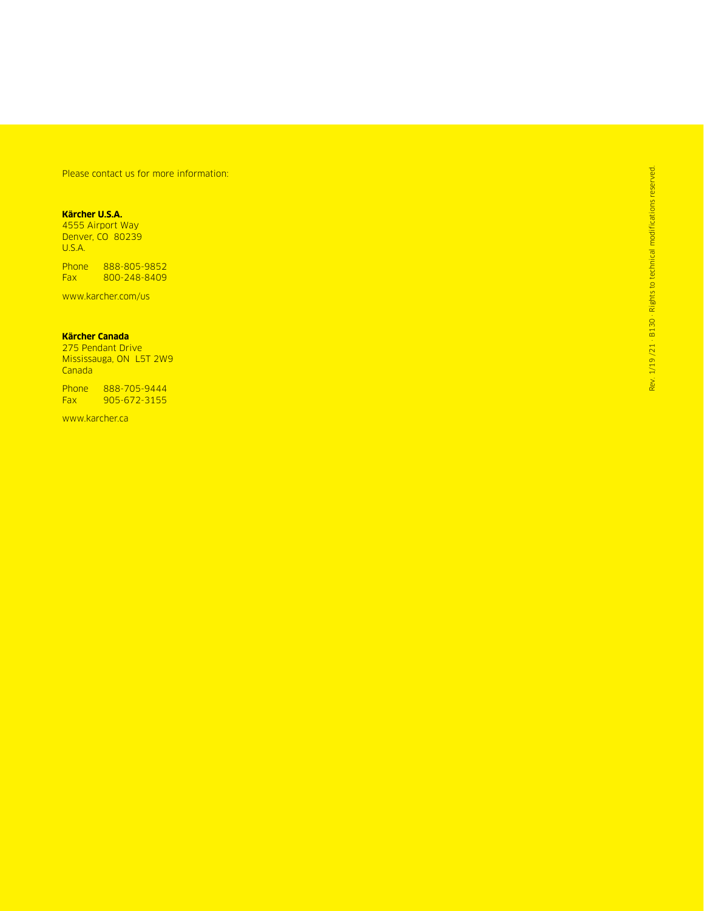Please contact us for more information:

**Kärcher U.S.A.**
4555 Airport Way
Denver, CO 80239
U.S.A.

Phone 888-805-9852
Fax 800-248-8409

www.karcher.com/us

**Kärcher Canada**
275 Pendant Drive
Mississauga, ON L5T 2W9
Canada

Phone 888-705-9444
Fax 905-672-3155

www.karcher.ca

Rev. 1/19 /21 · B130 · Rights to technical modifications reserved.